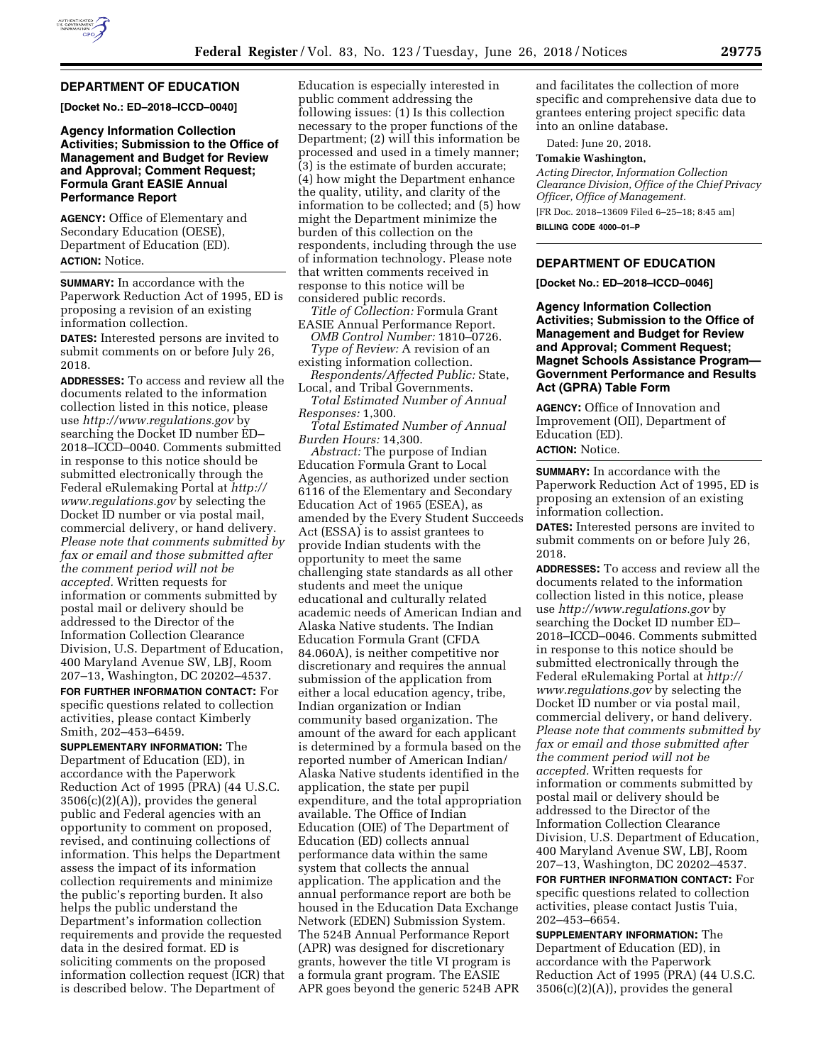## DEPARTMENT OF EDUCATION

**[Docket No.: ED–2018–ICCD–0040]**

### Agency Information Collection Activities; Submission to the Office of Management and Budget for Review and Approval; Comment Request; Formula Grant EASIE Annual Performance Report

**AGENCY:** Office of Elementary and Secondary Education (OESE), Department of Education (ED).

**ACTION:** Notice.

**SUMMARY:** In accordance with the Paperwork Reduction Act of 1995, ED is proposing a revision of an existing information collection.

**DATES:** Interested persons are invited to submit comments on or before July 26, 2018.

**ADDRESSES:** To access and review all the documents related to the information collection listed in this notice, please use *http://www.regulations.gov* by searching the Docket ID number ED–2018–ICCD–0040. Comments submitted in response to this notice should be submitted electronically through the Federal eRulemaking Portal at *http://www.regulations.gov* by selecting the Docket ID number or via postal mail, commercial delivery, or hand delivery. *Please note that comments submitted by fax or email and those submitted after the comment period will not be accepted.* Written requests for information or comments submitted by postal mail or delivery should be addressed to the Director of the Information Collection Clearance Division, U.S. Department of Education, 400 Maryland Avenue SW, LBJ, Room 207–13, Washington, DC 20202–4537.

**FOR FURTHER INFORMATION CONTACT:** For specific questions related to collection activities, please contact Kimberly Smith, 202–453–6459.

**SUPPLEMENTARY INFORMATION:** The Department of Education (ED), in accordance with the Paperwork Reduction Act of 1995 (PRA) (44 U.S.C. 3506(c)(2)(A)), provides the general public and Federal agencies with an opportunity to comment on proposed, revised, and continuing collections of information. This helps the Department assess the impact of its information collection requirements and minimize the public's reporting burden. It also helps the public understand the Department's information collection requirements and provide the requested data in the desired format. ED is soliciting comments on the proposed information collection request (ICR) that is described below. The Department of Education is especially interested in public comment addressing the following issues: (1) Is this collection necessary to the proper functions of the Department; (2) will this information be processed and used in a timely manner; (3) is the estimate of burden accurate; (4) how might the Department enhance the quality, utility, and clarity of the information to be collected; and (5) how might the Department minimize the burden of this collection on the respondents, including through the use of information technology. Please note that written comments received in response to this notice will be considered public records.

*Title of Collection:* Formula Grant EASIE Annual Performance Report.

*OMB Control Number:* 1810–0726.

*Type of Review:* A revision of an existing information collection.

*Respondents/Affected Public:* State, Local, and Tribal Governments.

*Total Estimated Number of Annual Responses:* 1,300.

*Total Estimated Number of Annual Burden Hours:* 14,300.

*Abstract:* The purpose of Indian Education Formula Grant to Local Agencies, as authorized under section 6116 of the Elementary and Secondary Education Act of 1965 (ESEA), as amended by the Every Student Succeeds Act (ESSA) is to assist grantees to provide Indian students with the opportunity to meet the same challenging state standards as all other students and meet the unique educational and culturally related academic needs of American Indian and Alaska Native students. The Indian Education Formula Grant (CFDA 84.060A), is neither competitive nor discretionary and requires the annual submission of the application from either a local education agency, tribe, Indian organization or Indian community based organization. The amount of the award for each applicant is determined by a formula based on the reported number of American Indian/Alaska Native students identified in the application, the state per pupil expenditure, and the total appropriation available. The Office of Indian Education (OIE) of The Department of Education (ED) collects annual performance data within the same system that collects the annual application. The application and the annual performance report are both be housed in the Education Data Exchange Network (EDEN) Submission System. The 524B Annual Performance Report (APR) was designed for discretionary grants, however the title VI program is a formula grant program. The EASIE APR goes beyond the generic 524B APR and facilitates the collection of more specific and comprehensive data due to grantees entering project specific data into an online database.

Dated: June 20, 2018.

**Tomakie Washington,**

*Acting Director, Information Collection Clearance Division, Office of the Chief Privacy Officer, Office of Management.*

[FR Doc. 2018–13609 Filed 6–25–18; 8:45 am]

**BILLING CODE 4000–01–P**

---

## DEPARTMENT OF EDUCATION

**[Docket No.: ED–2018–ICCD–0046]**

### Agency Information Collection Activities; Submission to the Office of Management and Budget for Review and Approval; Comment Request; Magnet Schools Assistance Program—Government Performance and Results Act (GPRA) Table Form

**AGENCY:** Office of Innovation and Improvement (OII), Department of Education (ED).

**ACTION:** Notice.

**SUMMARY:** In accordance with the Paperwork Reduction Act of 1995, ED is proposing an extension of an existing information collection.

**DATES:** Interested persons are invited to submit comments on or before July 26, 2018.

**ADDRESSES:** To access and review all the documents related to the information collection listed in this notice, please use *http://www.regulations.gov* by searching the Docket ID number ED–2018–ICCD–0046. Comments submitted in response to this notice should be submitted electronically through the Federal eRulemaking Portal at *http://www.regulations.gov* by selecting the Docket ID number or via postal mail, commercial delivery, or hand delivery. *Please note that comments submitted by fax or email and those submitted after the comment period will not be accepted.* Written requests for information or comments submitted by postal mail or delivery should be addressed to the Director of the Information Collection Clearance Division, U.S. Department of Education, 400 Maryland Avenue SW, LBJ, Room 207–13, Washington, DC 20202–4537.

**FOR FURTHER INFORMATION CONTACT:** For specific questions related to collection activities, please contact Justis Tuia, 202–453–6654.

**SUPPLEMENTARY INFORMATION:** The Department of Education (ED), in accordance with the Paperwork Reduction Act of 1995 (PRA) (44 U.S.C. 3506(c)(2)(A)), provides the general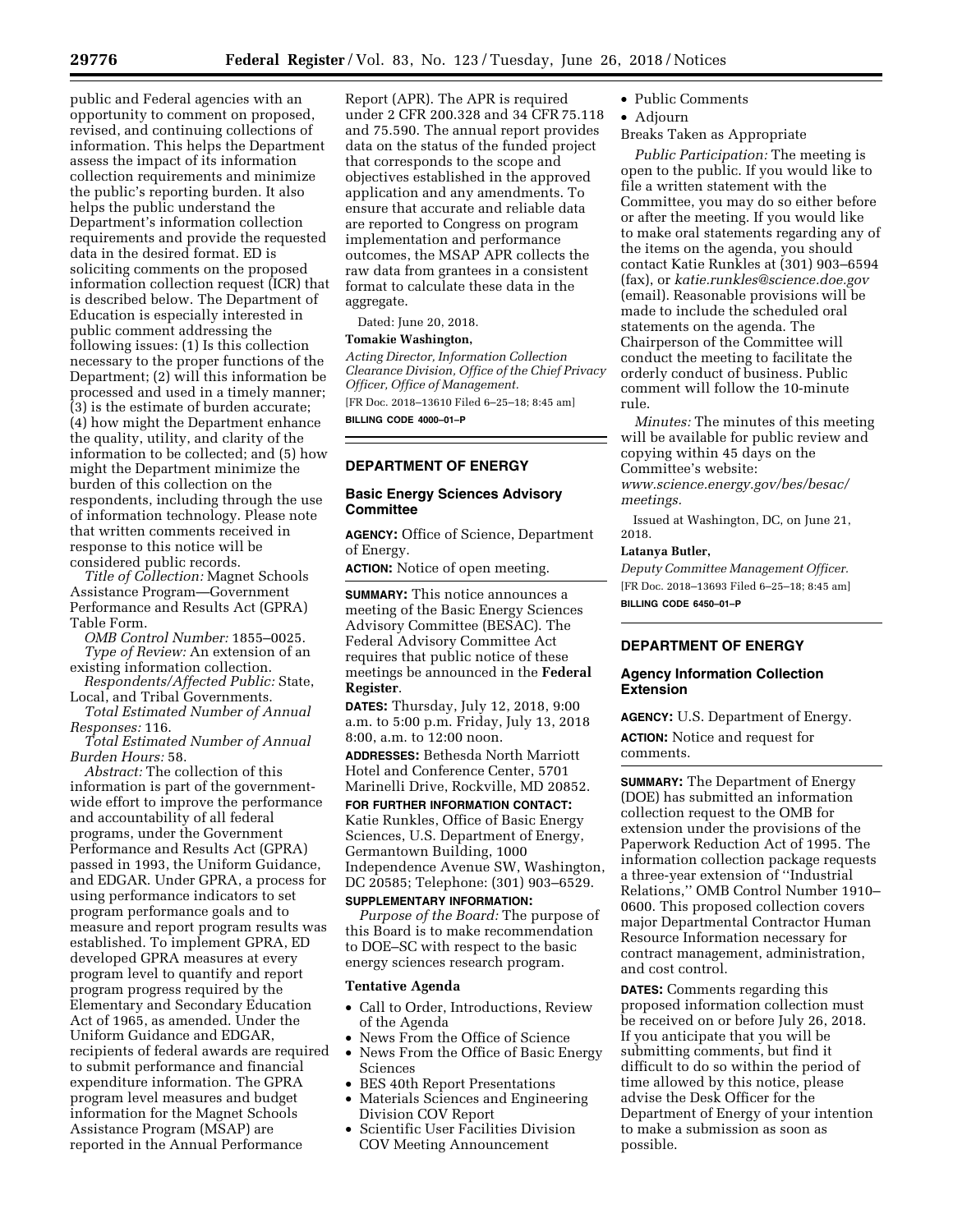public and Federal agencies with an opportunity to comment on proposed, revised, and continuing collections of information. This helps the Department assess the impact of its information collection requirements and minimize the public's reporting burden. It also helps the public understand the Department's information collection requirements and provide the requested data in the desired format. ED is soliciting comments on the proposed information collection request (ICR) that is described below. The Department of Education is especially interested in public comment addressing the following issues: (1) Is this collection necessary to the proper functions of the Department; (2) will this information be processed and used in a timely manner; (3) is the estimate of burden accurate; (4) how might the Department enhance the quality, utility, and clarity of the information to be collected; and (5) how might the Department minimize the burden of this collection on the respondents, including through the use of information technology. Please note that written comments received in response to this notice will be considered public records.

*Title of Collection:* Magnet Schools Assistance Program—Government Performance and Results Act (GPRA) Table Form.

*OMB Control Number:* 1855–0025.

*Type of Review:* An extension of an existing information collection.

*Respondents/Affected Public:* State, Local, and Tribal Governments.

*Total Estimated Number of Annual Responses:* 116.

*Total Estimated Number of Annual Burden Hours:* 58.

*Abstract:* The collection of this information is part of the government-wide effort to improve the performance and accountability of all federal programs, under the Government Performance and Results Act (GPRA) passed in 1993, the Uniform Guidance, and EDGAR. Under GPRA, a process for using performance indicators to set program performance goals and to measure and report program results was established. To implement GPRA, ED developed GPRA measures at every program level to quantify and report program progress required by the Elementary and Secondary Education Act of 1965, as amended. Under the Uniform Guidance and EDGAR, recipients of federal awards are required to submit performance and financial expenditure information. The GPRA program level measures and budget information for the Magnet Schools Assistance Program (MSAP) are reported in the Annual Performance Report (APR). The APR is required under 2 CFR 200.328 and 34 CFR 75.118 and 75.590. The annual report provides data on the status of the funded project that corresponds to the scope and objectives established in the approved application and any amendments. To ensure that accurate and reliable data are reported to Congress on program implementation and performance outcomes, the MSAP APR collects the raw data from grantees in a consistent format to calculate these data in the aggregate.

Dated: June 20, 2018.

**Tomakie Washington,**

*Acting Director, Information Collection Clearance Division, Office of the Chief Privacy Officer, Office of Management.*

[FR Doc. 2018–13610 Filed 6–25–18; 8:45 am]

**BILLING CODE 4000–01–P**

## DEPARTMENT OF ENERGY

### Basic Energy Sciences Advisory Committee

**AGENCY:** Office of Science, Department of Energy.

**ACTION:** Notice of open meeting.

**SUMMARY:** This notice announces a meeting of the Basic Energy Sciences Advisory Committee (BESAC). The Federal Advisory Committee Act requires that public notice of these meetings be announced in the **Federal Register**.

**DATES:** Thursday, July 12, 2018, 9:00 a.m. to 5:00 p.m. Friday, July 13, 2018 8:00, a.m. to 12:00 noon.

**ADDRESSES:** Bethesda North Marriott Hotel and Conference Center, 5701 Marinelli Drive, Rockville, MD 20852.

**FOR FURTHER INFORMATION CONTACT:** Katie Runkles, Office of Basic Energy Sciences, U.S. Department of Energy, Germantown Building, 1000 Independence Avenue SW, Washington, DC 20585; Telephone: (301) 903–6529.

**SUPPLEMENTARY INFORMATION:**

*Purpose of the Board:* The purpose of this Board is to make recommendation to DOE–SC with respect to the basic energy sciences research program.

**Tentative Agenda**

- Call to Order, Introductions, Review of the Agenda
- News From the Office of Science
- News From the Office of Basic Energy Sciences
- BES 40th Report Presentations
- Materials Sciences and Engineering Division COV Report
- Scientific User Facilities Division COV Meeting Announcement
- Public Comments
- Adjourn

Breaks Taken as Appropriate

*Public Participation:* The meeting is open to the public. If you would like to file a written statement with the Committee, you may do so either before or after the meeting. If you would like to make oral statements regarding any of the items on the agenda, you should contact Katie Runkles at (301) 903–6594 (fax), or *katie.runkles@science.doe.gov* (email). Reasonable provisions will be made to include the scheduled oral statements on the agenda. The Chairperson of the Committee will conduct the meeting to facilitate the orderly conduct of business. Public comment will follow the 10-minute rule.

*Minutes:* The minutes of this meeting will be available for public review and copying within 45 days on the Committee's website: *www.science.energy.gov/bes/besac/meetings.*

Issued at Washington, DC, on June 21, 2018.

**Latanya Butler,**

*Deputy Committee Management Officer.*

[FR Doc. 2018–13693 Filed 6–25–18; 8:45 am]

**BILLING CODE 6450–01–P**

## DEPARTMENT OF ENERGY

### Agency Information Collection Extension

**AGENCY:** U.S. Department of Energy.

**ACTION:** Notice and request for comments.

**SUMMARY:** The Department of Energy (DOE) has submitted an information collection request to the OMB for extension under the provisions of the Paperwork Reduction Act of 1995. The information collection package requests a three-year extension of ''Industrial Relations,'' OMB Control Number 1910–0600. This proposed collection covers major Departmental Contractor Human Resource Information necessary for contract management, administration, and cost control.

**DATES:** Comments regarding this proposed information collection must be received on or before July 26, 2018. If you anticipate that you will be submitting comments, but find it difficult to do so within the period of time allowed by this notice, please advise the Desk Officer for the Department of Energy of your intention to make a submission as soon as possible.